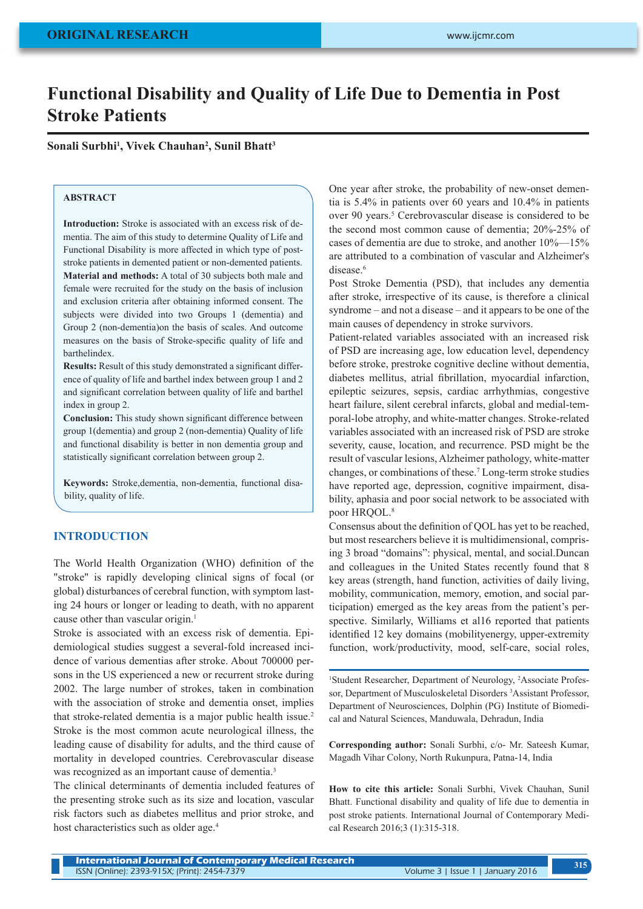ORIGINAL RESEARCH

# Functional Disability and Quality of Life Due to Dementia in Post Stroke Patients

**Sonali Surbhi[1], Vivek Chauhan[2], Sunil Bhatt[3]**

### ABSTRACT

**Introduction:** Stroke is associated with an excess risk of dementia. The aim of this study to determine Quality of Life and Functional Disability is more affected in which type of post-stroke patients in demented patient or non-demented patients.
**Material and methods:** A total of 30 subjects both male and female were recruited for the study on the basis of inclusion and exclusion criteria after obtaining informed consent. The subjects were divided into two Groups 1 (dementia) and Group 2 (non-dementia)on the basis of scales. And outcome measures on the basis of Stroke-specific quality of life and barthelindex.
**Results:** Result of this study demonstrated a significant difference of quality of life and barthel index between group 1 and 2 and significant correlation between quality of life and barthel index in group 2.
**Conclusion:** This study shown significant difference between group 1(dementia) and group 2 (non-dementia) Quality of life and functional disability is better in non dementia group and statistically significant correlation between group 2.

**Keywords:** Stroke,dementia, non-dementia, functional disability, quality of life.

## INTRODUCTION

The World Health Organization (WHO) definition of the "stroke" is rapidly developing clinical signs of focal (or global) disturbances of cerebral function, with symptom lasting 24 hours or longer or leading to death, with no apparent cause other than vascular origin.[1]

Stroke is associated with an excess risk of dementia. Epidemiological studies suggest a several-fold increased incidence of various dementias after stroke. About 700000 persons in the US experienced a new or recurrent stroke during 2002. The large number of strokes, taken in combination with the association of stroke and dementia onset, implies that stroke-related dementia is a major public health issue.[2]

Stroke is the most common acute neurological illness, the leading cause of disability for adults, and the third cause of mortality in developed countries. Cerebrovascular disease was recognized as an important cause of dementia.[3]

The clinical determinants of dementia included features of the presenting stroke such as its size and location, vascular risk factors such as diabetes mellitus and prior stroke, and host characteristics such as older age.[4]

One year after stroke, the probability of new-onset dementia is 5.4% in patients over 60 years and 10.4% in patients over 90 years.[5] Cerebrovascular disease is considered to be the second most common cause of dementia; 20%-25% of cases of dementia are due to stroke, and another 10%—15% are attributed to a combination of vascular and Alzheimer's disease.[6]

Post Stroke Dementia (PSD), that includes any dementia after stroke, irrespective of its cause, is therefore a clinical syndrome – and not a disease – and it appears to be one of the main causes of dependency in stroke survivors.

Patient-related variables associated with an increased risk of PSD are increasing age, low education level, dependency before stroke, prestroke cognitive decline without dementia, diabetes mellitus, atrial fibrillation, myocardial infarction, epileptic seizures, sepsis, cardiac arrhythmias, congestive heart failure, silent cerebral infarcts, global and medial-temporal-lobe atrophy, and white-matter changes. Stroke-related variables associated with an increased risk of PSD are stroke severity, cause, location, and recurrence. PSD might be the result of vascular lesions, Alzheimer pathology, white-matter changes, or combinations of these.[7] Long-term stroke studies have reported age, depression, cognitive impairment, disability, aphasia and poor social network to be associated with poor HRQOL.[8]

Consensus about the definition of QOL has yet to be reached, but most researchers believe it is multidimensional, comprising 3 broad "domains": physical, mental, and social.Duncan and colleagues in the United States recently found that 8 key areas (strength, hand function, activities of daily living, mobility, communication, memory, emotion, and social participation) emerged as the key areas from the patient's perspective. Similarly, Williams et al16 reported that patients identified 12 key domains (mobilityenergy, upper-extremity function, work/productivity, mood, self-care, social roles,

[1]Student Researcher, Department of Neurology, [2]Associate Professor, Department of Musculoskeletal Disorders [3]Assistant Professor, Department of Neurosciences, Dolphin (PG) Institute of Biomedical and Natural Sciences, Manduwala, Dehradun, India

**Corresponding author:** Sonali Surbhi, c/o- Mr. Sateesh Kumar, Magadh Vihar Colony, North Rukunpura, Patna-14, India

**How to cite this article:** Sonali Surbhi, Vivek Chauhan, Sunil Bhatt. Functional disability and quality of life due to dementia in post stroke patients. International Journal of Contemporary Medical Research 2016;3 (1):315-318.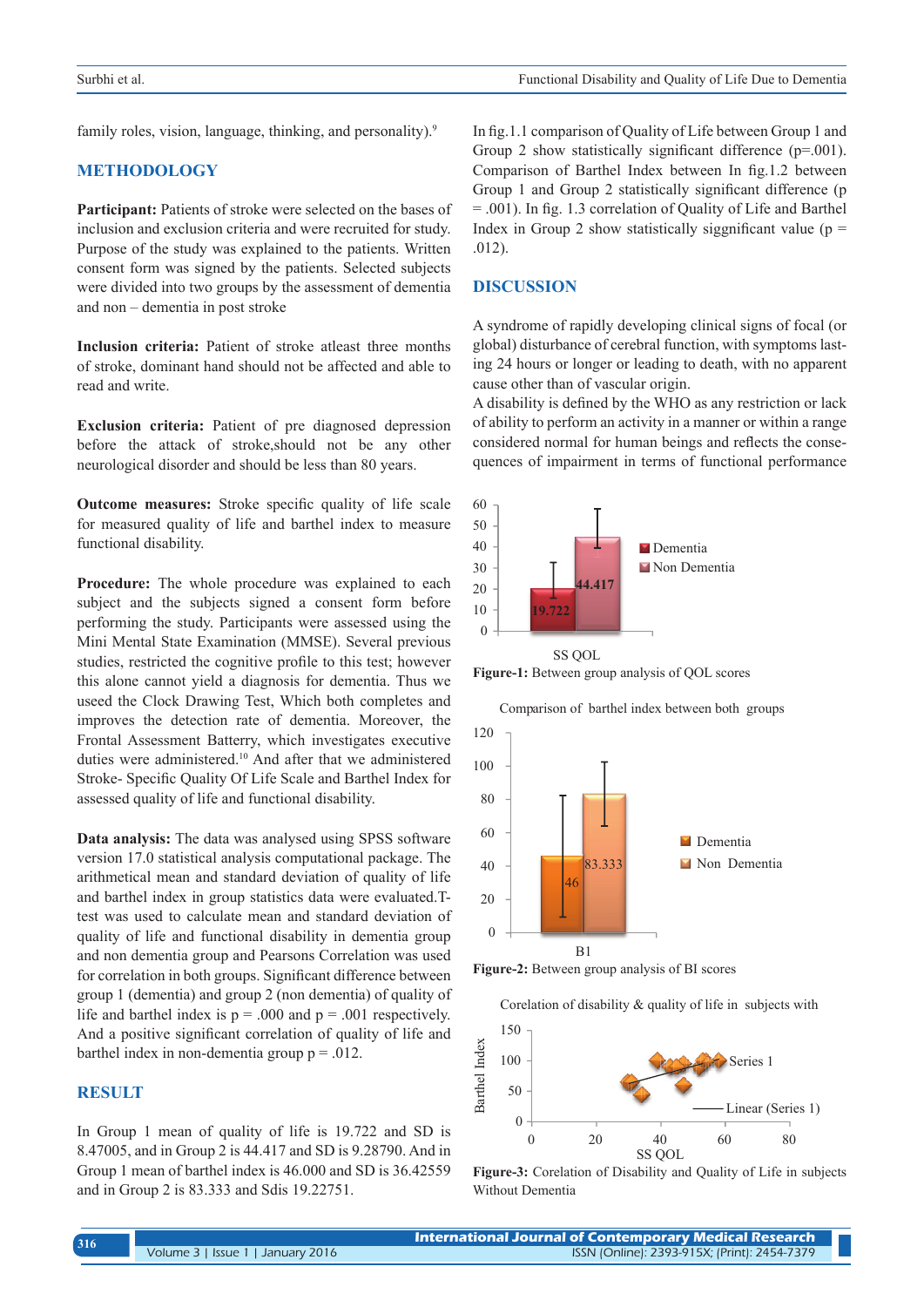family roles, vision, language, thinking, and personality).[9]

## METHODOLOGY

**Participant:** Patients of stroke were selected on the bases of inclusion and exclusion criteria and were recruited for study. Purpose of the study was explained to the patients. Written consent form was signed by the patients. Selected subjects were divided into two groups by the assessment of dementia and non – dementia in post stroke

**Inclusion criteria:** Patient of stroke atleast three months of stroke, dominant hand should not be affected and able to read and write.

**Exclusion criteria:** Patient of pre diagnosed depression before the attack of stroke,should not be any other neurological disorder and should be less than 80 years.

**Outcome measures:** Stroke specific quality of life scale for measured quality of life and barthel index to measure functional disability.

**Procedure:** The whole procedure was explained to each subject and the subjects signed a consent form before performing the study. Participants were assessed using the Mini Mental State Examination (MMSE). Several previous studies, restricted the cognitive profile to this test; however this alone cannot yield a diagnosis for dementia. Thus we useed the Clock Drawing Test, Which both completes and improves the detection rate of dementia. Moreover, the Frontal Assessment Batterry, which investigates executive duties were administered.[10] And after that we administered Stroke- Specific Quality Of Life Scale and Barthel Index for assessed quality of life and functional disability.

**Data analysis:** The data was analysed using SPSS software version 17.0 statistical analysis computational package. The arithmetical mean and standard deviation of quality of life and barthel index in group statistics data were evaluated.T-test was used to calculate mean and standard deviation of quality of life and functional disability in dementia group and non dementia group and Pearsons Correlation was used for correlation in both groups. Significant difference between group 1 (dementia) and group 2 (non dementia) of quality of life and barthel index is $p = .000$ and $p = .001$ respectively. And a positive significant correlation of quality of life and barthel index in non-dementia group $p = .012$.

## RESULT

In Group 1 mean of quality of life is 19.722 and SD is 8.47005, and in Group 2 is 44.417 and SD is 9.28790. And in Group 1 mean of barthel index is 46.000 and SD is 36.42559 and in Group 2 is 83.333 and Sdis 19.22751.

In fig.1.1 comparison of Quality of Life between Group 1 and Group 2 show statistically significant difference ($p=.001$). Comparison of Barthel Index between In fig.1.2 between Group 1 and Group 2 statistically significant difference ($p = .001$). In fig. 1.3 correlation of Quality of Life and Barthel Index in Group 2 show statistically siggnificant value ($p = .012$).

## DISCUSSION

A syndrome of rapidly developing clinical signs of focal (or global) disturbance of cerebral function, with symptoms lasting 24 hours or longer or leading to death, with no apparent cause other than of vascular origin.

A disability is defined by the WHO as any restriction or lack of ability to perform an activity in a manner or within a range considered normal for human beings and reflects the consequences of impairment in terms of functional performance

**Figure-1:** Between group analysis of QOL scores

**Figure-2:** Between group analysis of BI scores

**Figure-3:** Corelation of Disability and Quality of Life in subjects Without Dementia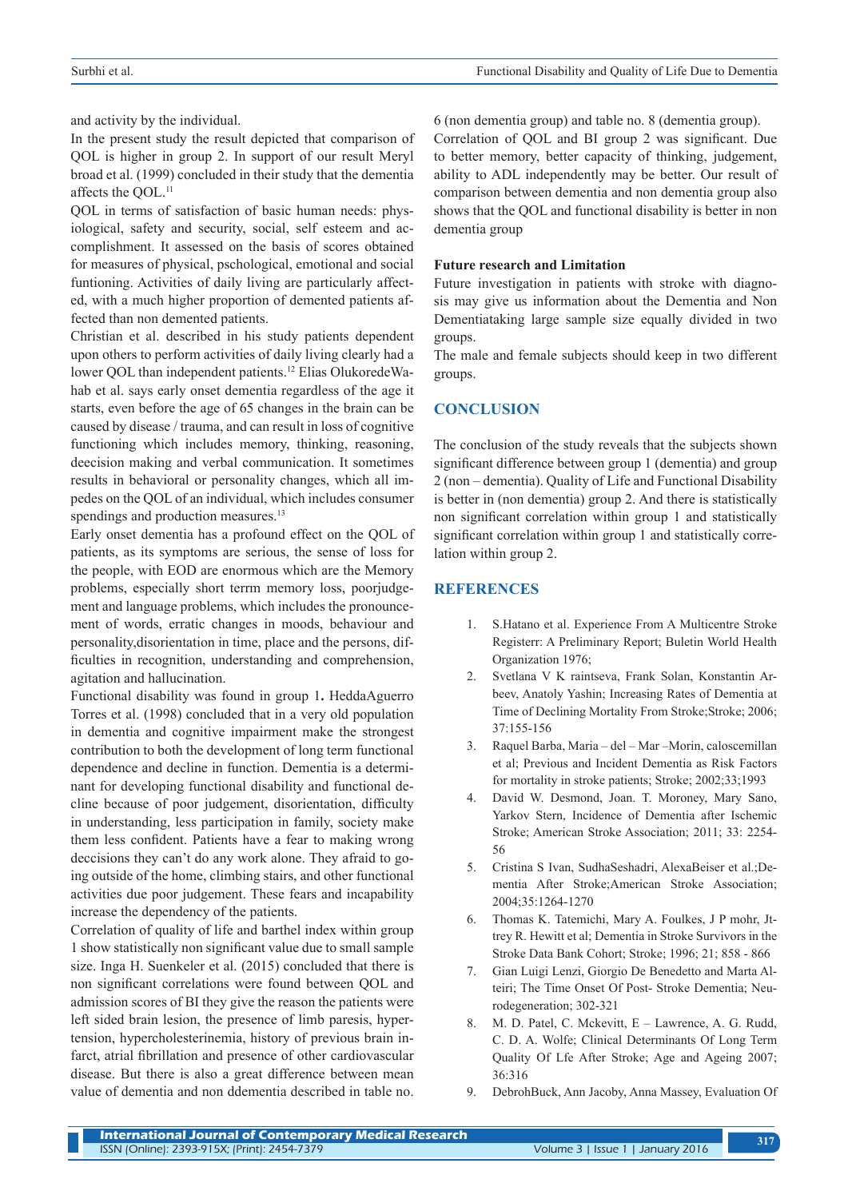and activity by the individual.

In the present study the result depicted that comparison of QOL is higher in group 2. In support of our result Meryl broad et al. (1999) concluded in their study that the dementia affects the QOL.[11]

QOL in terms of satisfaction of basic human needs: physiological, safety and security, social, self esteem and accomplishment. It assessed on the basis of scores obtained for measures of physical, pschological, emotional and social funtioning. Activities of daily living are particularly affected, with a much higher proportion of demented patients affected than non demented patients.

Christian et al. described in his study patients dependent upon others to perform activities of daily living clearly had a lower QOL than independent patients.[12] Elias OlukoredeWahab et al. says early onset dementia regardless of the age it starts, even before the age of 65 changes in the brain can be caused by disease / trauma, and can result in loss of cognitive functioning which includes memory, thinking, reasoning, deecision making and verbal communication. It sometimes results in behavioral or personality changes, which all impedes on the QOL of an individual, which includes consumer spendings and production measures.[13]

Early onset dementia has a profound effect on the QOL of patients, as its symptoms are serious, the sense of loss for the people, with EOD are enormous which are the Memory problems, especially short terrm memory loss, poorjudgement and language problems, which includes the pronouncement of words, erratic changes in moods, behaviour and personality,disorientation in time, place and the persons, difficulties in recognition, understanding and comprehension, agitation and hallucination.

Functional disability was found in group 1**.** HeddaAguerro Torres et al. (1998) concluded that in a very old population in dementia and cognitive impairment make the strongest contribution to both the development of long term functional dependence and decline in function. Dementia is a determinant for developing functional disability and functional decline because of poor judgement, disorientation, difficulty in understanding, less participation in family, society make them less confident. Patients have a fear to making wrong deccisions they can't do any work alone. They afraid to going outside of the home, climbing stairs, and other functional activities due poor judgement. These fears and incapability increase the dependency of the patients.

Correlation of quality of life and barthel index within group 1 show statistically non significant value due to small sample size. Inga H. Suenkeler et al. (2015) concluded that there is non significant correlations were found between QOL and admission scores of BI they give the reason the patients were left sided brain lesion, the presence of limb paresis, hypertension, hypercholesterinemia, history of previous brain infarct, atrial fibrillation and presence of other cardiovascular disease. But there is also a great difference between mean value of dementia and non ddementia described in table no. 6 (non dementia group) and table no. 8 (dementia group).

Correlation of QOL and BI group 2 was significant. Due to better memory, better capacity of thinking, judgement, ability to ADL independently may be better. Our result of comparison between dementia and non dementia group also shows that the QOL and functional disability is better in non dementia group

**Future research and Limitation**

Future investigation in patients with stroke with diagnosis may give us information about the Dementia and Non Dementiataking large sample size equally divided in two groups.

The male and female subjects should keep in two different groups.

## CONCLUSION

The conclusion of the study reveals that the subjects shown significant difference between group 1 (dementia) and group 2 (non – dementia). Quality of Life and Functional Disability is better in (non dementia) group 2. And there is statistically non significant correlation within group 1 and statistically significant correlation within group 1 and statistically correlation within group 2.

## REFERENCES

1. S.Hatano et al. Experience From A Multicentre Stroke Registerr: A Preliminary Report; Buletin World Health Organization 1976;
2. Svetlana V K raintseva, Frank Solan, Konstantin Arbeev, Anatoly Yashin; Increasing Rates of Dementia at Time of Declining Mortality From Stroke;Stroke; 2006; 37:155-156
3. Raquel Barba, Maria – del – Mar –Morin, caloscemillan et al; Previous and Incident Dementia as Risk Factors for mortality in stroke patients; Stroke; 2002;33;1993
4. David W. Desmond, Joan. T. Moroney, Mary Sano, Yarkov Stern, Incidence of Dementia after Ischemic Stroke; American Stroke Association; 2011; 33: 2254-56
5. Cristina S Ivan, SudhaSeshadri, AlexaBeiser et al.;Dementia After Stroke;American Stroke Association; 2004;35:1264-1270
6. Thomas K. Tatemichi, Mary A. Foulkes, J P mohr, Jttrey R. Hewitt et al; Dementia in Stroke Survivors in the Stroke Data Bank Cohort; Stroke; 1996; 21; 858 - 866
7. Gian Luigi Lenzi, Giorgio De Benedetto and Marta Alteiri; The Time Onset Of Post- Stroke Dementia; Neurodegeneration; 302-321
8. M. D. Patel, C. Mckevitt, E – Lawrence, A. G. Rudd, C. D. A. Wolfe; Clinical Determinants Of Long Term Quality Of Lfe After Stroke; Age and Ageing 2007; 36:316
9. DebrohBuck, Ann Jacoby, Anna Massey, Evaluation Of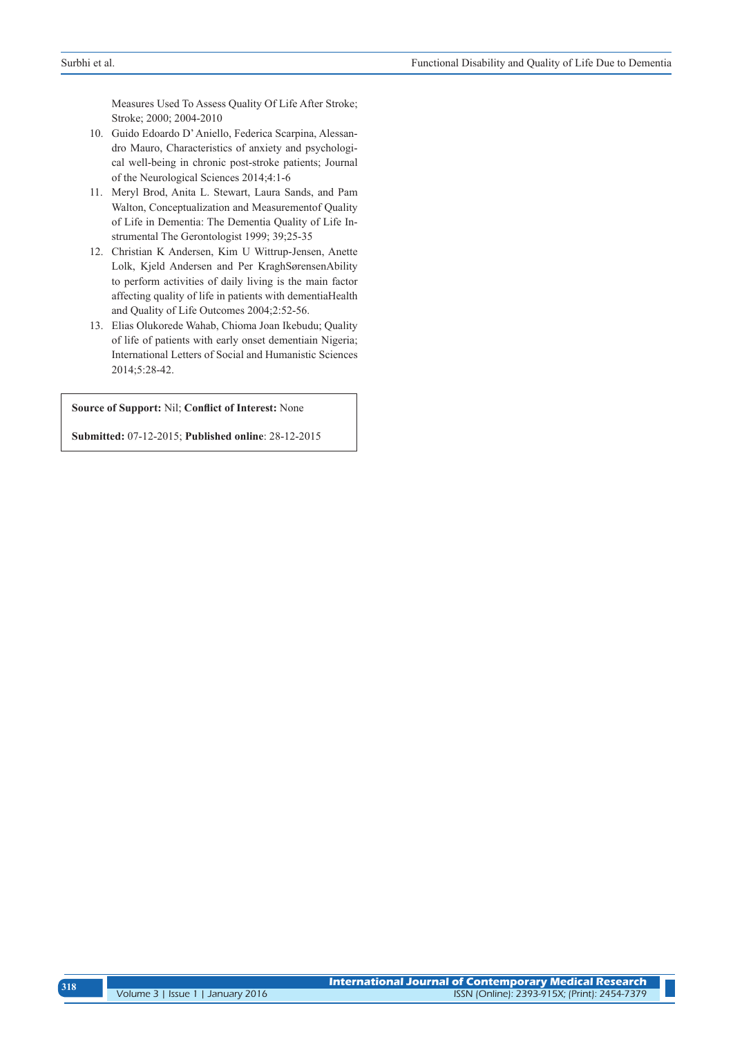Measures Used To Assess Quality Of Life After Stroke; Stroke; 2000; 2004-2010

10. Guido Edoardo D' Aniello, Federica Scarpina, Alessandro Mauro, Characteristics of anxiety and psychological well-being in chronic post-stroke patients; Journal of the Neurological Sciences 2014;4:1-6
11. Meryl Brod, Anita L. Stewart, Laura Sands, and Pam Walton, Conceptualization and Measurementof Quality of Life in Dementia: The Dementia Quality of Life Instrumental The Gerontologist 1999; 39;25-35
12. Christian K Andersen, Kim U Wittrup-Jensen, Anette Lolk, Kjeld Andersen and Per KraghSørensenAbility to perform activities of daily living is the main factor affecting quality of life in patients with dementiaHealth and Quality of Life Outcomes 2004;2:52-56.
13. Elias Olukorede Wahab, Chioma Joan Ikebudu; Quality of life of patients with early onset dementiain Nigeria; International Letters of Social and Humanistic Sciences 2014;5:28-42.

**Source of Support:** Nil; **Conflict of Interest:** None

**Submitted:** 07-12-2015; **Published online**: 28-12-2015